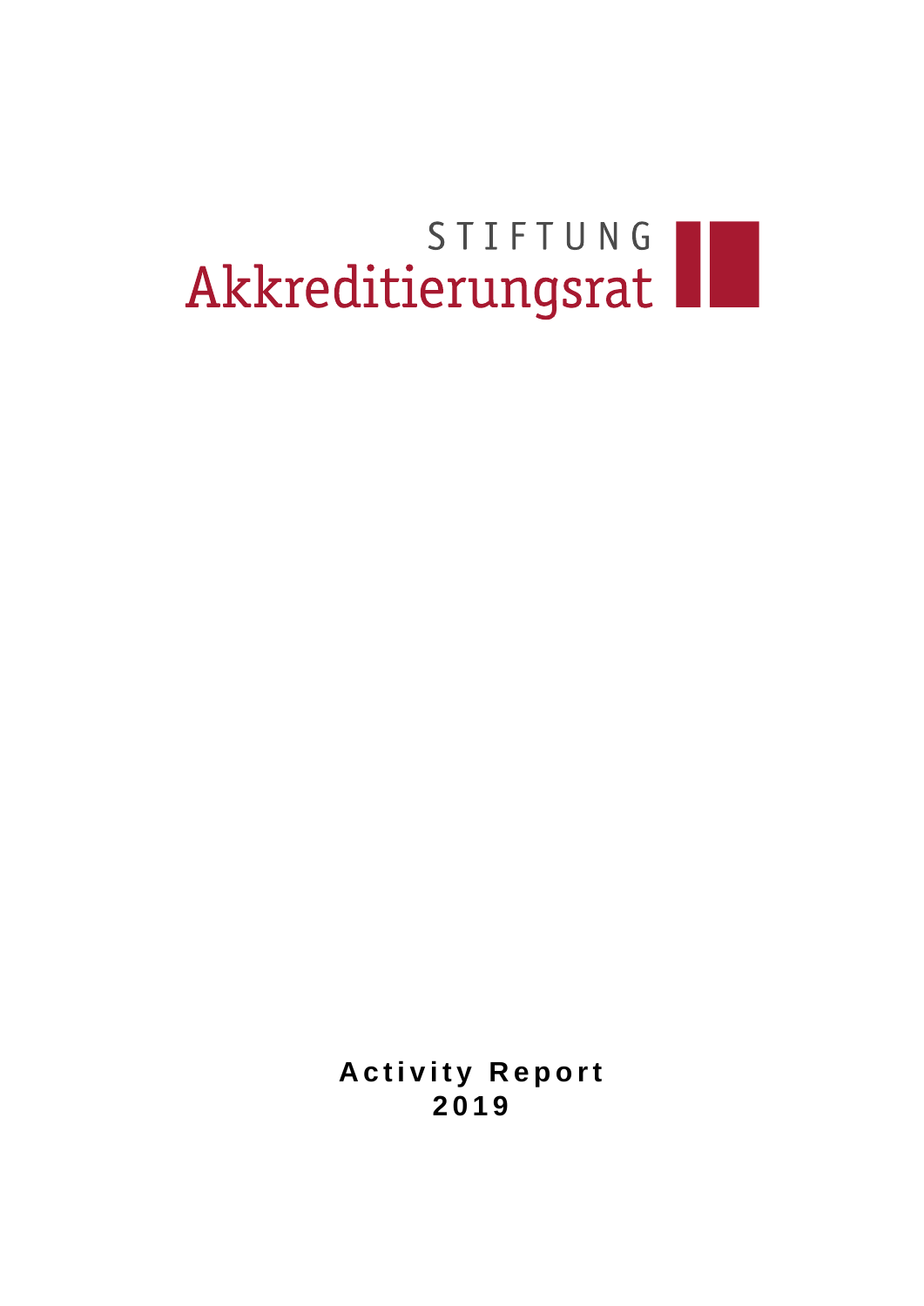STIFTUNG

Akkreditierungsrat

# Activity Report 2019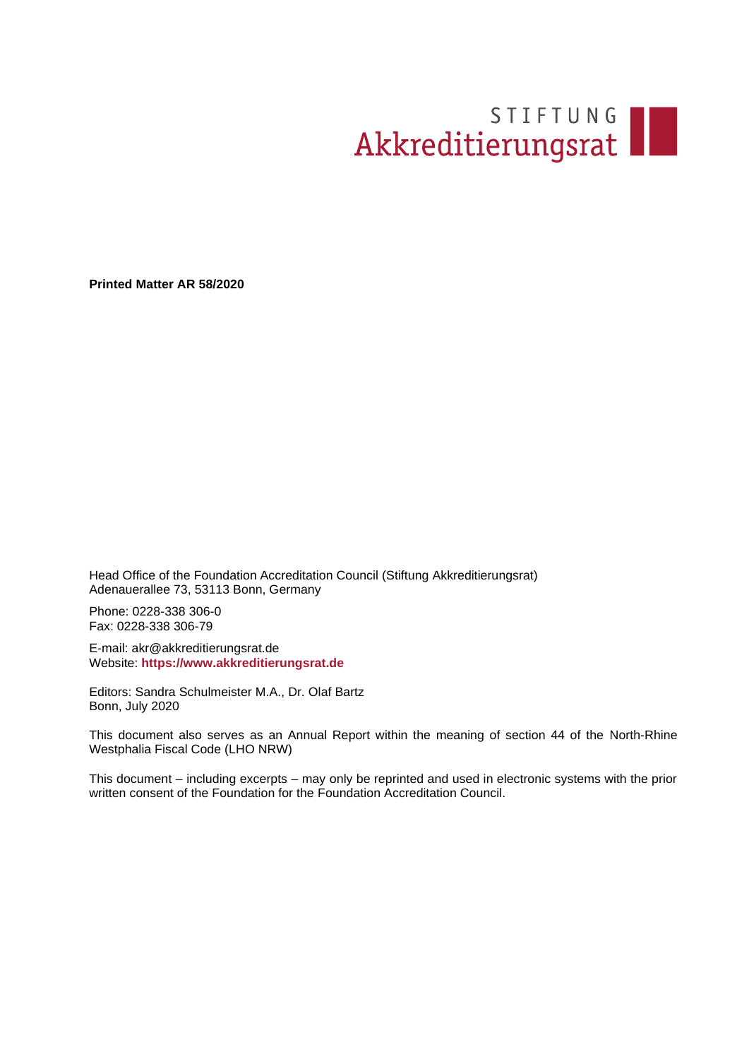STIFTUNG
Akkreditierungsrat

**Printed Matter AR 58/2020**

Head Office of the Foundation Accreditation Council (Stiftung Akkreditierungsrat)
Adenauerallee 73, 53113 Bonn, Germany

Phone: 0228-338 306-0
Fax: 0228-338 306-79

E-mail: akr@akkreditierungsrat.de
Website: **https://www.akkreditierungsrat.de**

Editors: Sandra Schulmeister M.A., Dr. Olaf Bartz
Bonn, July 2020

This document also serves as an Annual Report within the meaning of section 44 of the North-Rhine Westphalia Fiscal Code (LHO NRW)

This document – including excerpts – may only be reprinted and used in electronic systems with the prior written consent of the Foundation for the Foundation Accreditation Council.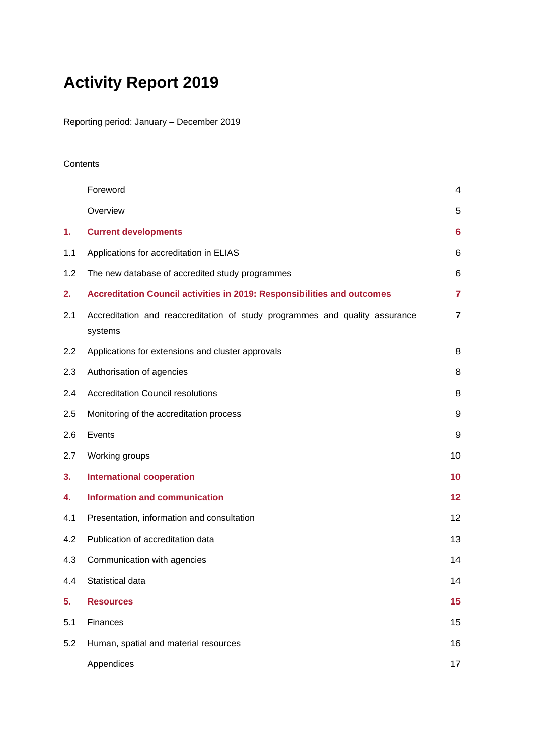# Activity Report 2019

Reporting period: January – December 2019

Contents

| | | |
|---|---|---|
| | Foreword | 4 |
| | Overview | 5 |
| **1.** | **Current developments** | **6** |
| 1.1 | Applications for accreditation in ELIAS | 6 |
| 1.2 | The new database of accredited study programmes | 6 |
| **2.** | **Accreditation Council activities in 2019: Responsibilities and outcomes** | **7** |
| 2.1 | Accreditation and reaccreditation of study programmes and quality assurance systems | 7 |
| 2.2 | Applications for extensions and cluster approvals | 8 |
| 2.3 | Authorisation of agencies | 8 |
| 2.4 | Accreditation Council resolutions | 8 |
| 2.5 | Monitoring of the accreditation process | 9 |
| 2.6 | Events | 9 |
| 2.7 | Working groups | 10 |
| **3.** | **International cooperation** | **10** |
| **4.** | **Information and communication** | **12** |
| 4.1 | Presentation, information and consultation | 12 |
| 4.2 | Publication of accreditation data | 13 |
| 4.3 | Communication with agencies | 14 |
| 4.4 | Statistical data | 14 |
| **5.** | **Resources** | **15** |
| 5.1 | Finances | 15 |
| 5.2 | Human, spatial and material resources | 16 |
| | Appendices | 17 |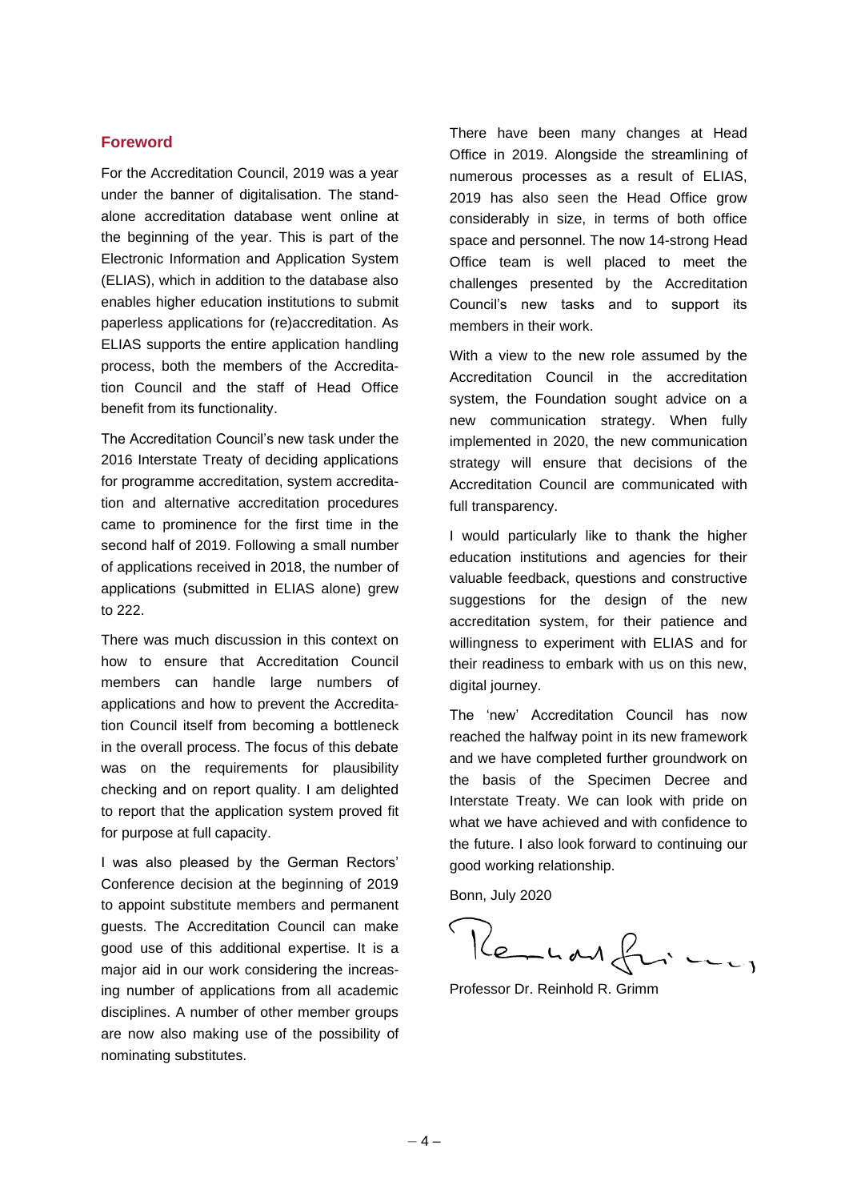## Foreword

For the Accreditation Council, 2019 was a year under the banner of digitalisation. The standalone accreditation database went online at the beginning of the year. This is part of the Electronic Information and Application System (ELIAS), which in addition to the database also enables higher education institutions to submit paperless applications for (re)accreditation. As ELIAS supports the entire application handling process, both the members of the Accreditation Council and the staff of Head Office benefit from its functionality.

The Accreditation Council's new task under the 2016 Interstate Treaty of deciding applications for programme accreditation, system accreditation and alternative accreditation procedures came to prominence for the first time in the second half of 2019. Following a small number of applications received in 2018, the number of applications (submitted in ELIAS alone) grew to 222.

There was much discussion in this context on how to ensure that Accreditation Council members can handle large numbers of applications and how to prevent the Accreditation Council itself from becoming a bottleneck in the overall process. The focus of this debate was on the requirements for plausibility checking and on report quality. I am delighted to report that the application system proved fit for purpose at full capacity.

I was also pleased by the German Rectors' Conference decision at the beginning of 2019 to appoint substitute members and permanent guests. The Accreditation Council can make good use of this additional expertise. It is a major aid in our work considering the increasing number of applications from all academic disciplines. A number of other member groups are now also making use of the possibility of nominating substitutes.

There have been many changes at Head Office in 2019. Alongside the streamlining of numerous processes as a result of ELIAS, 2019 has also seen the Head Office grow considerably in size, in terms of both office space and personnel. The now 14-strong Head Office team is well placed to meet the challenges presented by the Accreditation Council's new tasks and to support its members in their work.

With a view to the new role assumed by the Accreditation Council in the accreditation system, the Foundation sought advice on a new communication strategy. When fully implemented in 2020, the new communication strategy will ensure that decisions of the Accreditation Council are communicated with full transparency.

I would particularly like to thank the higher education institutions and agencies for their valuable feedback, questions and constructive suggestions for the design of the new accreditation system, for their patience and willingness to experiment with ELIAS and for their readiness to embark with us on this new, digital journey.

The 'new' Accreditation Council has now reached the halfway point in its new framework and we have completed further groundwork on the basis of the Specimen Decree and Interstate Treaty. We can look with pride on what we have achieved and with confidence to the future. I also look forward to continuing our good working relationship.

Bonn, July 2020

Professor Dr. Reinhold R. Grimm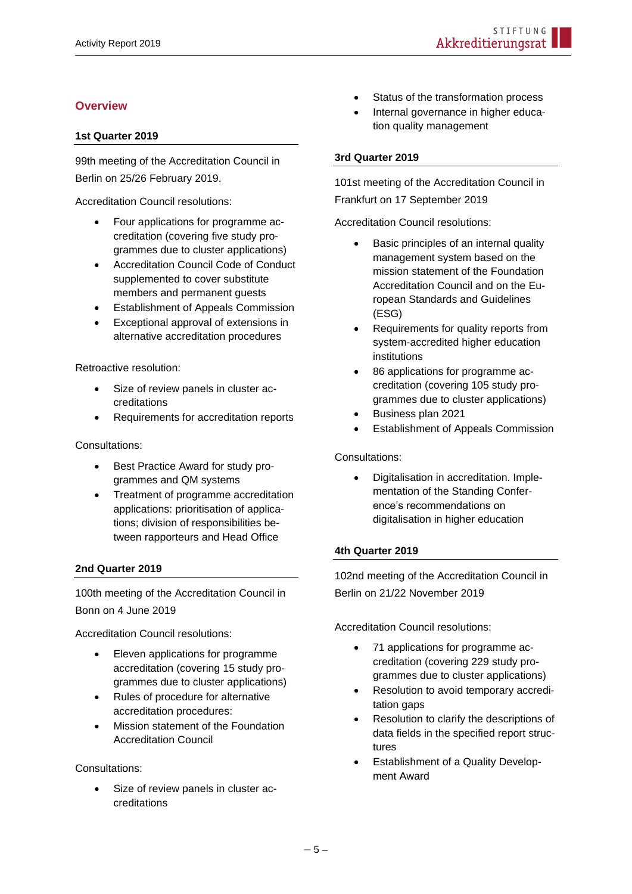## Overview

### 1st Quarter 2019

99th meeting of the Accreditation Council in Berlin on 25/26 February 2019.

Accreditation Council resolutions:

- Four applications for programme accreditation (covering five study programmes due to cluster applications)
- Accreditation Council Code of Conduct supplemented to cover substitute members and permanent guests
- Establishment of Appeals Commission
- Exceptional approval of extensions in alternative accreditation procedures

Retroactive resolution:

- Size of review panels in cluster accreditations
- Requirements for accreditation reports

Consultations:

- Best Practice Award for study programmes and QM systems
- Treatment of programme accreditation applications: prioritisation of applications; division of responsibilities between rapporteurs and Head Office

### 2nd Quarter 2019

100th meeting of the Accreditation Council in Bonn on 4 June 2019

Accreditation Council resolutions:

- Eleven applications for programme accreditation (covering 15 study programmes due to cluster applications)
- Rules of procedure for alternative accreditation procedures:
- Mission statement of the Foundation Accreditation Council

Consultations:

- Size of review panels in cluster accreditations
- Status of the transformation process
- Internal governance in higher education quality management

### 3rd Quarter 2019

101st meeting of the Accreditation Council in Frankfurt on 17 September 2019

Accreditation Council resolutions:

- Basic principles of an internal quality management system based on the mission statement of the Foundation Accreditation Council and on the European Standards and Guidelines (ESG)
- Requirements for quality reports from system-accredited higher education institutions
- 86 applications for programme accreditation (covering 105 study programmes due to cluster applications)
- Business plan 2021
- Establishment of Appeals Commission

Consultations:

- Digitalisation in accreditation. Implementation of the Standing Conference's recommendations on digitalisation in higher education

### 4th Quarter 2019

102nd meeting of the Accreditation Council in Berlin on 21/22 November 2019

Accreditation Council resolutions:

- 71 applications for programme accreditation (covering 229 study programmes due to cluster applications)
- Resolution to avoid temporary accreditation gaps
- Resolution to clarify the descriptions of data fields in the specified report structures
- Establishment of a Quality Development Award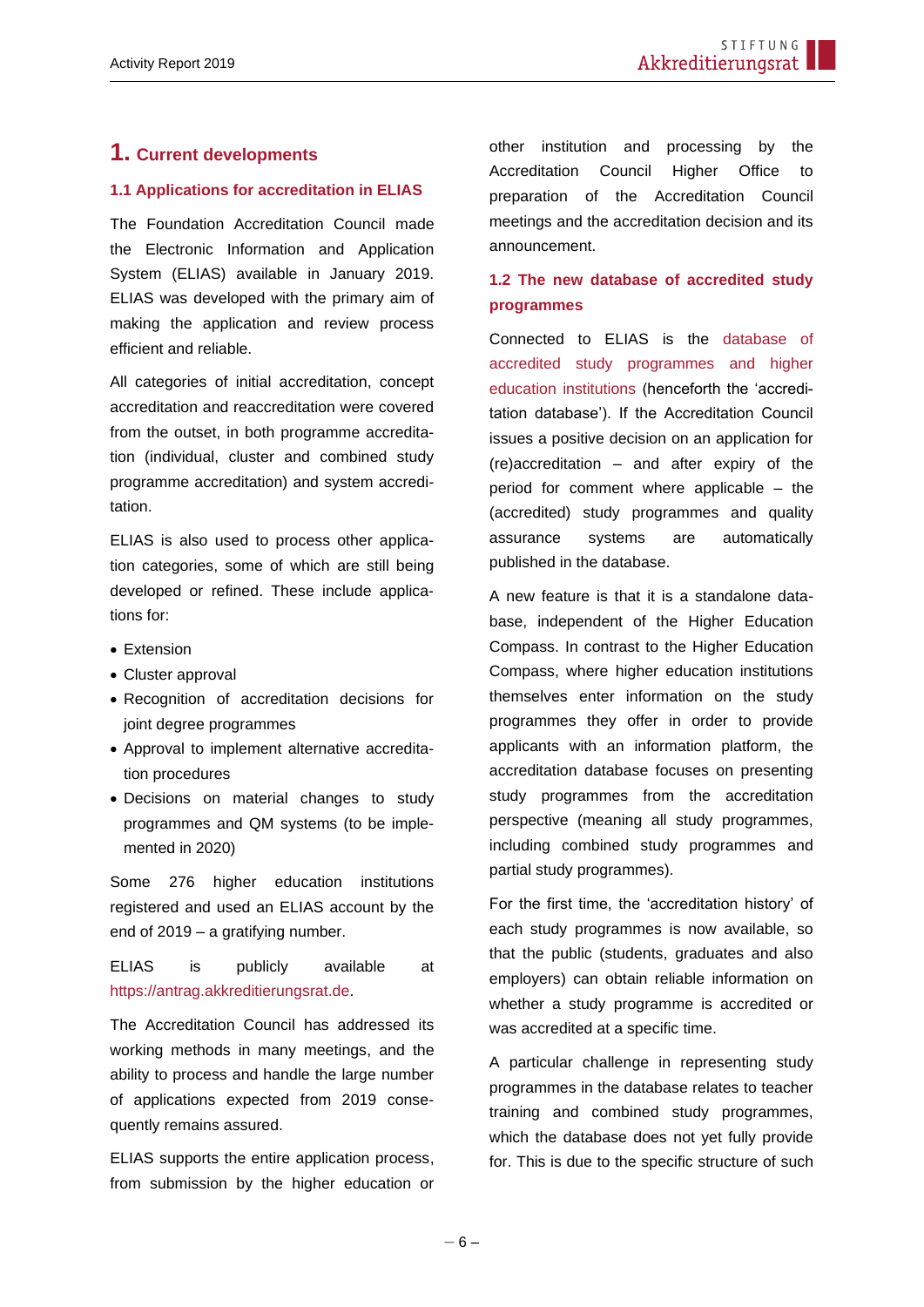# 1. Current developments

## 1.1 Applications for accreditation in ELIAS

The Foundation Accreditation Council made the Electronic Information and Application System (ELIAS) available in January 2019. ELIAS was developed with the primary aim of making the application and review process efficient and reliable.

All categories of initial accreditation, concept accreditation and reaccreditation were covered from the outset, in both programme accreditation (individual, cluster and combined study programme accreditation) and system accreditation.

ELIAS is also used to process other application categories, some of which are still being developed or refined. These include applications for:

- Extension
- Cluster approval
- Recognition of accreditation decisions for joint degree programmes
- Approval to implement alternative accreditation procedures
- Decisions on material changes to study programmes and QM systems (to be implemented in 2020)

Some 276 higher education institutions registered and used an ELIAS account by the end of 2019 – a gratifying number.

ELIAS is publicly available at https://antrag.akkreditierungsrat.de.

The Accreditation Council has addressed its working methods in many meetings, and the ability to process and handle the large number of applications expected from 2019 consequently remains assured.

ELIAS supports the entire application process, from submission by the higher education or other institution and processing by the Accreditation Council Higher Office to preparation of the Accreditation Council meetings and the accreditation decision and its announcement.

## 1.2 The new database of accredited study programmes

Connected to ELIAS is the database of accredited study programmes and higher education institutions (henceforth the 'accreditation database'). If the Accreditation Council issues a positive decision on an application for (re)accreditation – and after expiry of the period for comment where applicable – the (accredited) study programmes and quality assurance systems are automatically published in the database.

A new feature is that it is a standalone database, independent of the Higher Education Compass. In contrast to the Higher Education Compass, where higher education institutions themselves enter information on the study programmes they offer in order to provide applicants with an information platform, the accreditation database focuses on presenting study programmes from the accreditation perspective (meaning all study programmes, including combined study programmes and partial study programmes).

For the first time, the 'accreditation history' of each study programmes is now available, so that the public (students, graduates and also employers) can obtain reliable information on whether a study programme is accredited or was accredited at a specific time.

A particular challenge in representing study programmes in the database relates to teacher training and combined study programmes, which the database does not yet fully provide for. This is due to the specific structure of such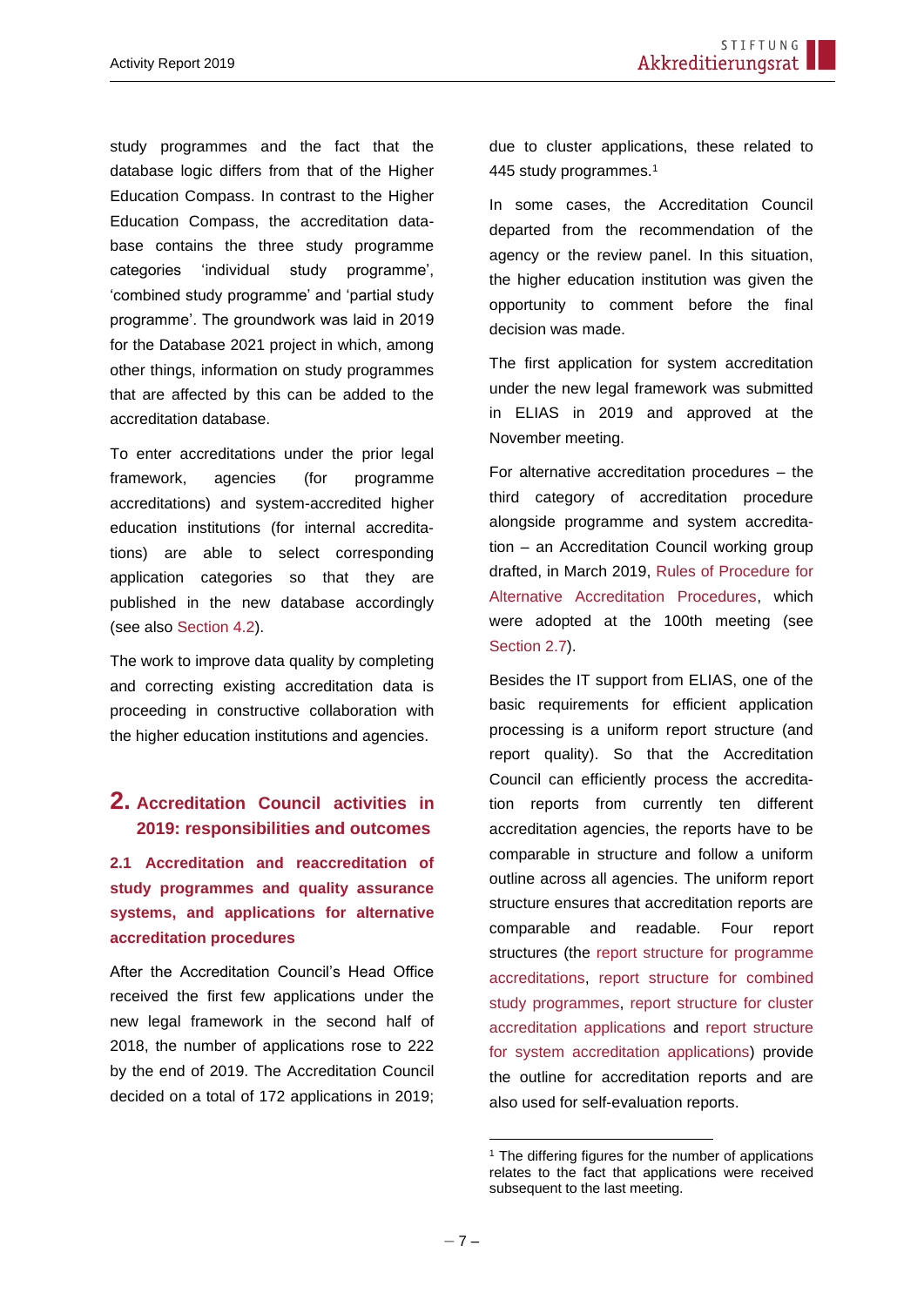study programmes and the fact that the database logic differs from that of the Higher Education Compass. In contrast to the Higher Education Compass, the accreditation database contains the three study programme categories 'individual study programme', 'combined study programme' and 'partial study programme'. The groundwork was laid in 2019 for the Database 2021 project in which, among other things, information on study programmes that are affected by this can be added to the accreditation database.

To enter accreditations under the prior legal framework, agencies (for programme accreditations) and system-accredited higher education institutions (for internal accreditations) are able to select corresponding application categories so that they are published in the new database accordingly (see also Section 4.2).

The work to improve data quality by completing and correcting existing accreditation data is proceeding in constructive collaboration with the higher education institutions and agencies.

# 2. Accreditation Council activities in 2019: responsibilities and outcomes

## 2.1 Accreditation and reaccreditation of study programmes and quality assurance systems, and applications for alternative accreditation procedures

After the Accreditation Council's Head Office received the first few applications under the new legal framework in the second half of 2018, the number of applications rose to 222 by the end of 2019. The Accreditation Council decided on a total of 172 applications in 2019; due to cluster applications, these related to 445 study programmes.[1]

In some cases, the Accreditation Council departed from the recommendation of the agency or the review panel. In this situation, the higher education institution was given the opportunity to comment before the final decision was made.

The first application for system accreditation under the new legal framework was submitted in ELIAS in 2019 and approved at the November meeting.

For alternative accreditation procedures – the third category of accreditation procedure alongside programme and system accreditation – an Accreditation Council working group drafted, in March 2019, Rules of Procedure for Alternative Accreditation Procedures, which were adopted at the 100th meeting (see Section 2.7).

Besides the IT support from ELIAS, one of the basic requirements for efficient application processing is a uniform report structure (and report quality). So that the Accreditation Council can efficiently process the accreditation reports from currently ten different accreditation agencies, the reports have to be comparable in structure and follow a uniform outline across all agencies. The uniform report structure ensures that accreditation reports are comparable and readable. Four report structures (the report structure for programme accreditations, report structure for combined study programmes, report structure for cluster accreditation applications and report structure for system accreditation applications) provide the outline for accreditation reports and are also used for self-evaluation reports.

[1] The differing figures for the number of applications relates to the fact that applications were received subsequent to the last meeting.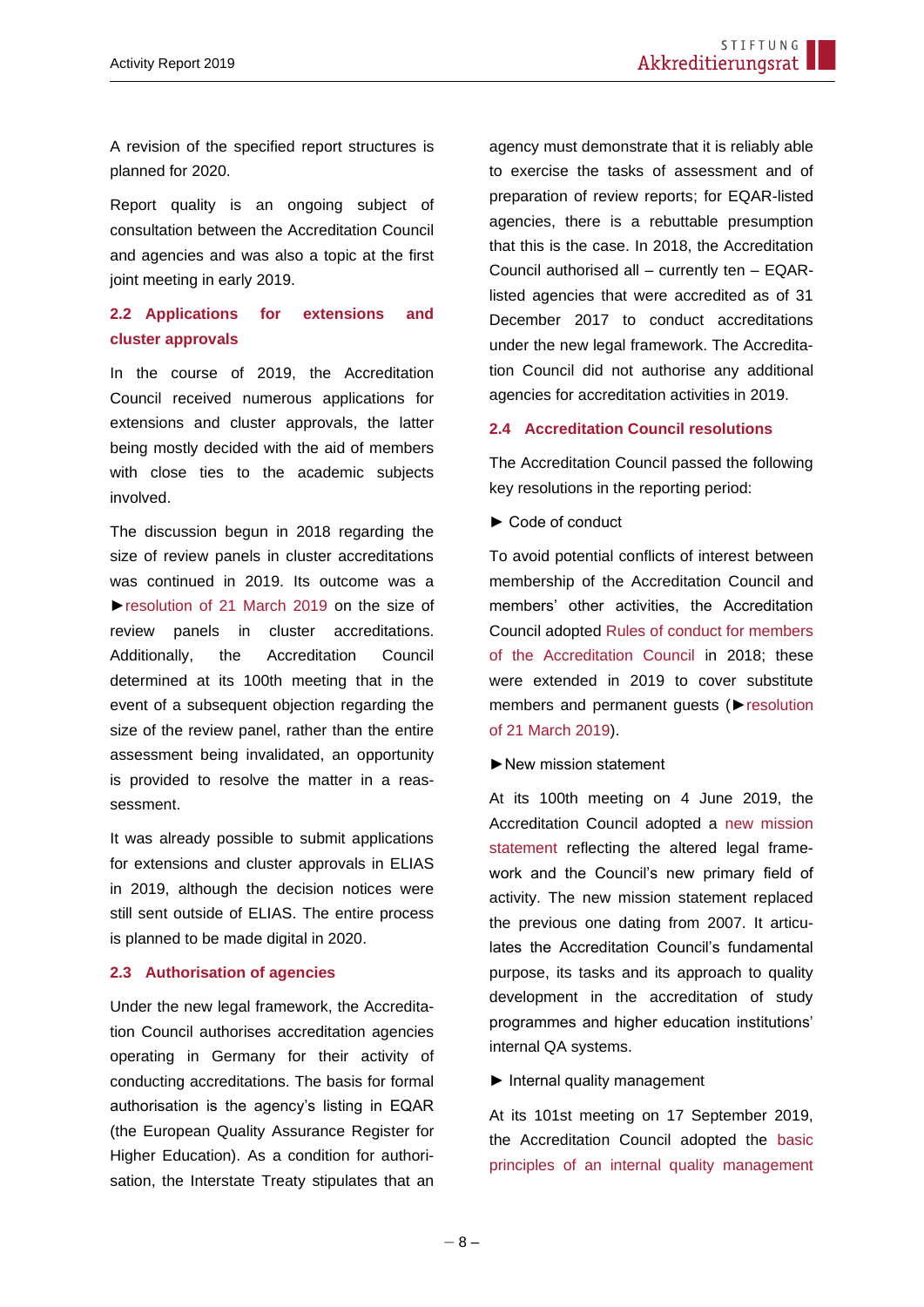A revision of the specified report structures is planned for 2020.

Report quality is an ongoing subject of consultation between the Accreditation Council and agencies and was also a topic at the first joint meeting in early 2019.

## 2.2 Applications for extensions and cluster approvals

In the course of 2019, the Accreditation Council received numerous applications for extensions and cluster approvals, the latter being mostly decided with the aid of members with close ties to the academic subjects involved.

The discussion begun in 2018 regarding the size of review panels in cluster accreditations was continued in 2019. Its outcome was a ►resolution of 21 March 2019 on the size of review panels in cluster accreditations. Additionally, the Accreditation Council determined at its 100th meeting that in the event of a subsequent objection regarding the size of the review panel, rather than the entire assessment being invalidated, an opportunity is provided to resolve the matter in a reassessment.

It was already possible to submit applications for extensions and cluster approvals in ELIAS in 2019, although the decision notices were still sent outside of ELIAS. The entire process is planned to be made digital in 2020.

## 2.3 Authorisation of agencies

Under the new legal framework, the Accreditation Council authorises accreditation agencies operating in Germany for their activity of conducting accreditations. The basis for formal authorisation is the agency's listing in EQAR (the European Quality Assurance Register for Higher Education). As a condition for authorisation, the Interstate Treaty stipulates that an agency must demonstrate that it is reliably able to exercise the tasks of assessment and of preparation of review reports; for EQAR-listed agencies, there is a rebuttable presumption that this is the case. In 2018, the Accreditation Council authorised all – currently ten – EQAR-listed agencies that were accredited as of 31 December 2017 to conduct accreditations under the new legal framework. The Accreditation Council did not authorise any additional agencies for accreditation activities in 2019.

## 2.4 Accreditation Council resolutions

The Accreditation Council passed the following key resolutions in the reporting period:

► Code of conduct

To avoid potential conflicts of interest between membership of the Accreditation Council and members' other activities, the Accreditation Council adopted Rules of conduct for members of the Accreditation Council in 2018; these were extended in 2019 to cover substitute members and permanent guests (►resolution of 21 March 2019).

►New mission statement

At its 100th meeting on 4 June 2019, the Accreditation Council adopted a new mission statement reflecting the altered legal framework and the Council's new primary field of activity. The new mission statement replaced the previous one dating from 2007. It articulates the Accreditation Council's fundamental purpose, its tasks and its approach to quality development in the accreditation of study programmes and higher education institutions' internal QA systems.

► Internal quality management

At its 101st meeting on 17 September 2019, the Accreditation Council adopted the basic principles of an internal quality management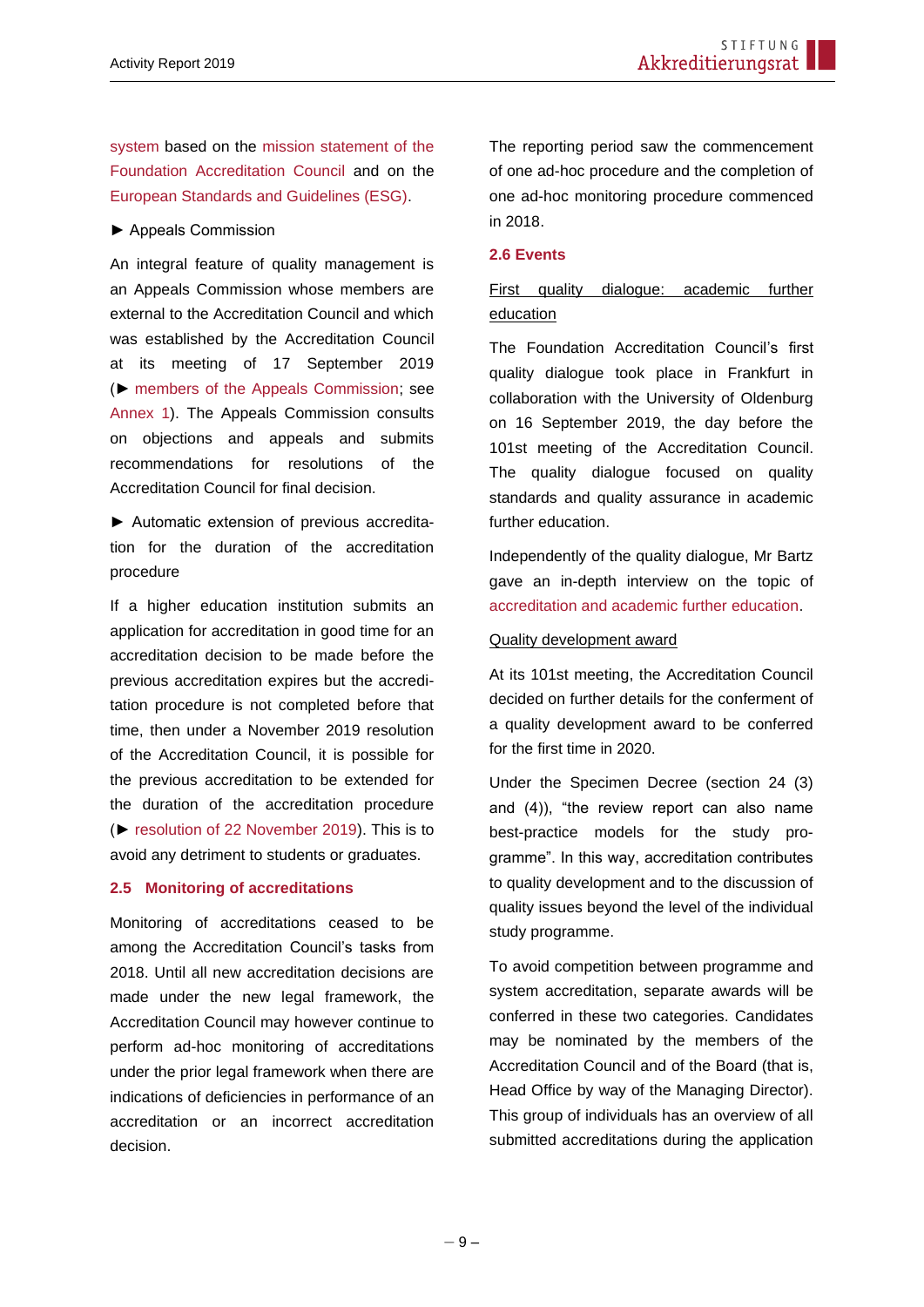system based on the mission statement of the Foundation Accreditation Council and on the European Standards and Guidelines (ESG).

► Appeals Commission

An integral feature of quality management is an Appeals Commission whose members are external to the Accreditation Council and which was established by the Accreditation Council at its meeting of 17 September 2019 (► members of the Appeals Commission; see Annex 1). The Appeals Commission consults on objections and appeals and submits recommendations for resolutions of the Accreditation Council for final decision.

► Automatic extension of previous accreditation for the duration of the accreditation procedure

If a higher education institution submits an application for accreditation in good time for an accreditation decision to be made before the previous accreditation expires but the accreditation procedure is not completed before that time, then under a November 2019 resolution of the Accreditation Council, it is possible for the previous accreditation to be extended for the duration of the accreditation procedure (► resolution of 22 November 2019). This is to avoid any detriment to students or graduates.

### 2.5 Monitoring of accreditations

Monitoring of accreditations ceased to be among the Accreditation Council's tasks from 2018. Until all new accreditation decisions are made under the new legal framework, the Accreditation Council may however continue to perform ad-hoc monitoring of accreditations under the prior legal framework when there are indications of deficiencies in performance of an accreditation or an incorrect accreditation decision.

The reporting period saw the commencement of one ad-hoc procedure and the completion of one ad-hoc monitoring procedure commenced in 2018.

### 2.6 Events

First quality dialogue: academic further education

The Foundation Accreditation Council's first quality dialogue took place in Frankfurt in collaboration with the University of Oldenburg on 16 September 2019, the day before the 101st meeting of the Accreditation Council. The quality dialogue focused on quality standards and quality assurance in academic further education.

Independently of the quality dialogue, Mr Bartz gave an in-depth interview on the topic of accreditation and academic further education.

Quality development award

At its 101st meeting, the Accreditation Council decided on further details for the conferment of a quality development award to be conferred for the first time in 2020.

Under the Specimen Decree (section 24 (3) and (4)), "the review report can also name best-practice models for the study programme". In this way, accreditation contributes to quality development and to the discussion of quality issues beyond the level of the individual study programme.

To avoid competition between programme and system accreditation, separate awards will be conferred in these two categories. Candidates may be nominated by the members of the Accreditation Council and of the Board (that is, Head Office by way of the Managing Director). This group of individuals has an overview of all submitted accreditations during the application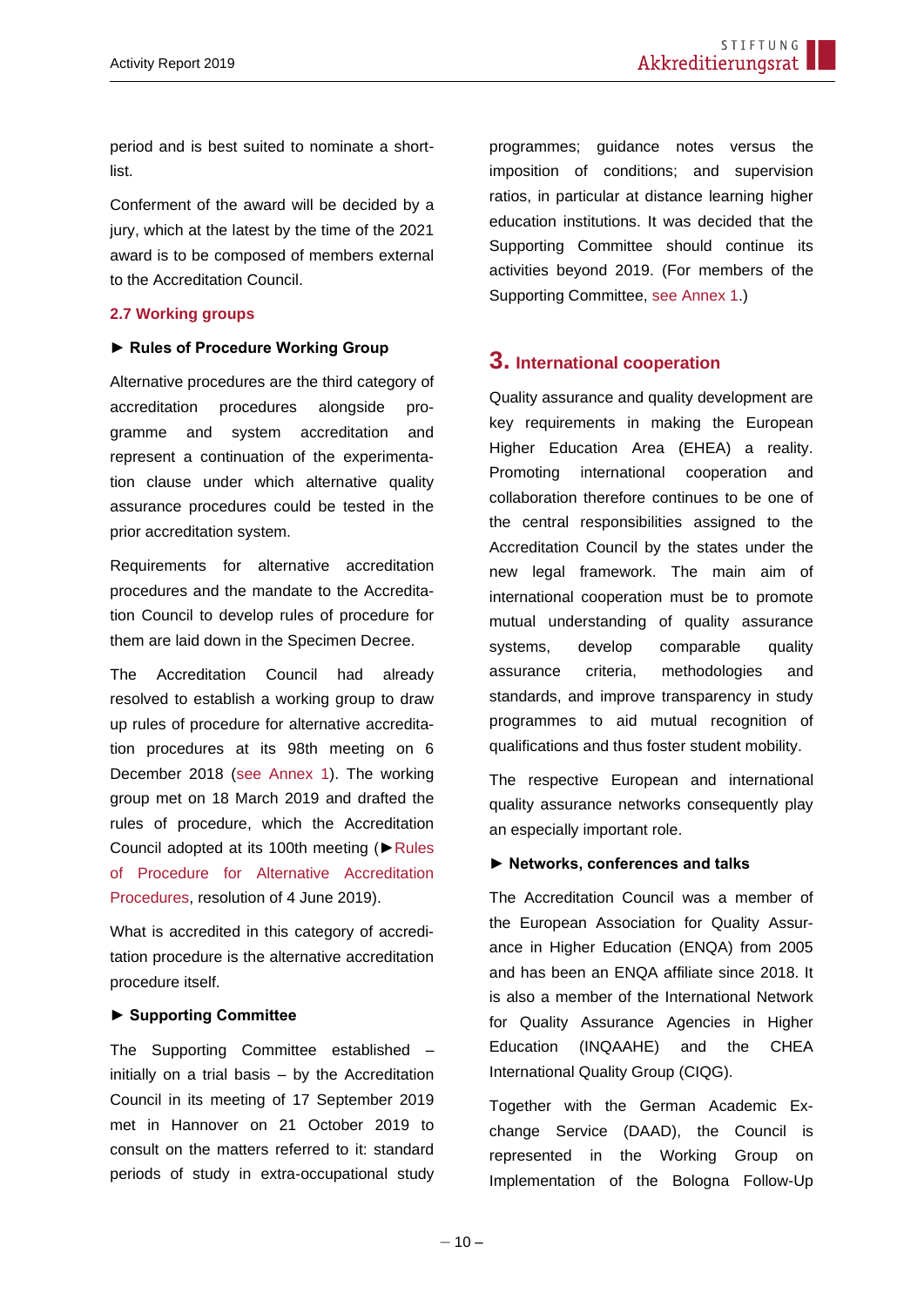period and is best suited to nominate a short-list.

Conferment of the award will be decided by a jury, which at the latest by the time of the 2021 award is to be composed of members external to the Accreditation Council.

### 2.7 Working groups

**► Rules of Procedure Working Group**

Alternative procedures are the third category of accreditation procedures alongside programme and system accreditation and represent a continuation of the experimentation clause under which alternative quality assurance procedures could be tested in the prior accreditation system.

Requirements for alternative accreditation procedures and the mandate to the Accreditation Council to develop rules of procedure for them are laid down in the Specimen Decree.

The Accreditation Council had already resolved to establish a working group to draw up rules of procedure for alternative accreditation procedures at its 98th meeting on 6 December 2018 (see Annex 1). The working group met on 18 March 2019 and drafted the rules of procedure, which the Accreditation Council adopted at its 100th meeting (►Rules of Procedure for Alternative Accreditation Procedures, resolution of 4 June 2019).

What is accredited in this category of accreditation procedure is the alternative accreditation procedure itself.

**► Supporting Committee**

The Supporting Committee established – initially on a trial basis – by the Accreditation Council in its meeting of 17 September 2019 met in Hannover on 21 October 2019 to consult on the matters referred to it: standard periods of study in extra-occupational study programmes; guidance notes versus the imposition of conditions; and supervision ratios, in particular at distance learning higher education institutions. It was decided that the Supporting Committee should continue its activities beyond 2019. (For members of the Supporting Committee, see Annex 1.)

## 3. International cooperation

Quality assurance and quality development are key requirements in making the European Higher Education Area (EHEA) a reality. Promoting international cooperation and collaboration therefore continues to be one of the central responsibilities assigned to the Accreditation Council by the states under the new legal framework. The main aim of international cooperation must be to promote mutual understanding of quality assurance systems, develop comparable quality assurance criteria, methodologies and standards, and improve transparency in study programmes to aid mutual recognition of qualifications and thus foster student mobility.

The respective European and international quality assurance networks consequently play an especially important role.

**► Networks, conferences and talks**

The Accreditation Council was a member of the European Association for Quality Assurance in Higher Education (ENQA) from 2005 and has been an ENQA affiliate since 2018. It is also a member of the International Network for Quality Assurance Agencies in Higher Education (INQAAHE) and the CHEA International Quality Group (CIQG).

Together with the German Academic Exchange Service (DAAD), the Council is represented in the Working Group on Implementation of the Bologna Follow-Up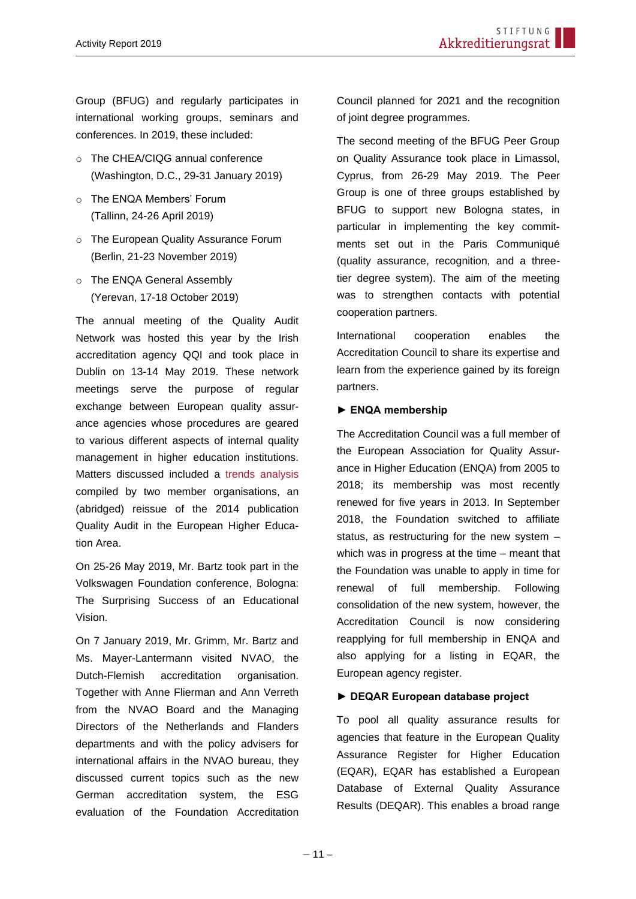Group (BFUG) and regularly participates in international working groups, seminars and conferences. In 2019, these included:

- The CHEA/CIQG annual conference (Washington, D.C., 29-31 January 2019)
- The ENQA Members' Forum (Tallinn, 24-26 April 2019)
- The European Quality Assurance Forum (Berlin, 21-23 November 2019)
- The ENQA General Assembly (Yerevan, 17-18 October 2019)

The annual meeting of the Quality Audit Network was hosted this year by the Irish accreditation agency QQI and took place in Dublin on 13-14 May 2019. These network meetings serve the purpose of regular exchange between European quality assurance agencies whose procedures are geared to various different aspects of internal quality management in higher education institutions. Matters discussed included a trends analysis compiled by two member organisations, an (abridged) reissue of the 2014 publication Quality Audit in the European Higher Education Area.

On 25-26 May 2019, Mr. Bartz took part in the Volkswagen Foundation conference, Bologna: The Surprising Success of an Educational Vision.

On 7 January 2019, Mr. Grimm, Mr. Bartz and Ms. Mayer-Lantermann visited NVAO, the Dutch-Flemish accreditation organisation. Together with Anne Flierman and Ann Verreth from the NVAO Board and the Managing Directors of the Netherlands and Flanders departments and with the policy advisers for international affairs in the NVAO bureau, they discussed current topics such as the new German accreditation system, the ESG evaluation of the Foundation Accreditation Council planned for 2021 and the recognition of joint degree programmes.

The second meeting of the BFUG Peer Group on Quality Assurance took place in Limassol, Cyprus, from 26-29 May 2019. The Peer Group is one of three groups established by BFUG to support new Bologna states, in particular in implementing the key commitments set out in the Paris Communiqué (quality assurance, recognition, and a three-tier degree system). The aim of the meeting was to strengthen contacts with potential cooperation partners.

International cooperation enables the Accreditation Council to share its expertise and learn from the experience gained by its foreign partners.

**► ENQA membership**

The Accreditation Council was a full member of the European Association for Quality Assurance in Higher Education (ENQA) from 2005 to 2018; its membership was most recently renewed for five years in 2013. In September 2018, the Foundation switched to affiliate status, as restructuring for the new system – which was in progress at the time – meant that the Foundation was unable to apply in time for renewal of full membership. Following consolidation of the new system, however, the Accreditation Council is now considering reapplying for full membership in ENQA and also applying for a listing in EQAR, the European agency register.

**► DEQAR European database project**

To pool all quality assurance results for agencies that feature in the European Quality Assurance Register for Higher Education (EQAR), EQAR has established a European Database of External Quality Assurance Results (DEQAR). This enables a broad range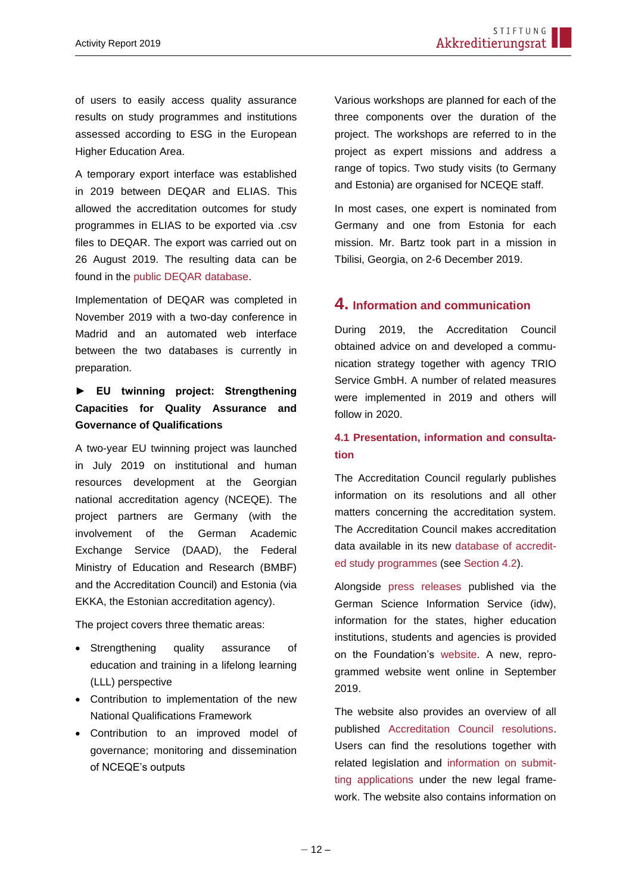of users to easily access quality assurance results on study programmes and institutions assessed according to ESG in the European Higher Education Area.

A temporary export interface was established in 2019 between DEQAR and ELIAS. This allowed the accreditation outcomes for study programmes in ELIAS to be exported via .csv files to DEQAR. The export was carried out on 26 August 2019. The resulting data can be found in the public DEQAR database.

Implementation of DEQAR was completed in November 2019 with a two-day conference in Madrid and an automated web interface between the two databases is currently in preparation.

**► EU twinning project: Strengthening Capacities for Quality Assurance and Governance of Qualifications**

A two-year EU twinning project was launched in July 2019 on institutional and human resources development at the Georgian national accreditation agency (NCEQE). The project partners are Germany (with the involvement of the German Academic Exchange Service (DAAD), the Federal Ministry of Education and Research (BMBF) and the Accreditation Council) and Estonia (via EKKA, the Estonian accreditation agency).

The project covers three thematic areas:

- Strengthening quality assurance of education and training in a lifelong learning (LLL) perspective
- Contribution to implementation of the new National Qualifications Framework
- Contribution to an improved model of governance; monitoring and dissemination of NCEQE's outputs

Various workshops are planned for each of the three components over the duration of the project. The workshops are referred to in the project as expert missions and address a range of topics. Two study visits (to Germany and Estonia) are organised for NCEQE staff.

In most cases, one expert is nominated from Germany and one from Estonia for each mission. Mr. Bartz took part in a mission in Tbilisi, Georgia, on 2-6 December 2019.

## 4. Information and communication

During 2019, the Accreditation Council obtained advice on and developed a communication strategy together with agency TRIO Service GmbH. A number of related measures were implemented in 2019 and others will follow in 2020.

### 4.1 Presentation, information and consultation

The Accreditation Council regularly publishes information on its resolutions and all other matters concerning the accreditation system. The Accreditation Council makes accreditation data available in its new database of accredited study programmes (see Section 4.2).

Alongside press releases published via the German Science Information Service (idw), information for the states, higher education institutions, students and agencies is provided on the Foundation's website. A new, reprogrammed website went online in September 2019.

The website also provides an overview of all published Accreditation Council resolutions. Users can find the resolutions together with related legislation and information on submitting applications under the new legal framework. The website also contains information on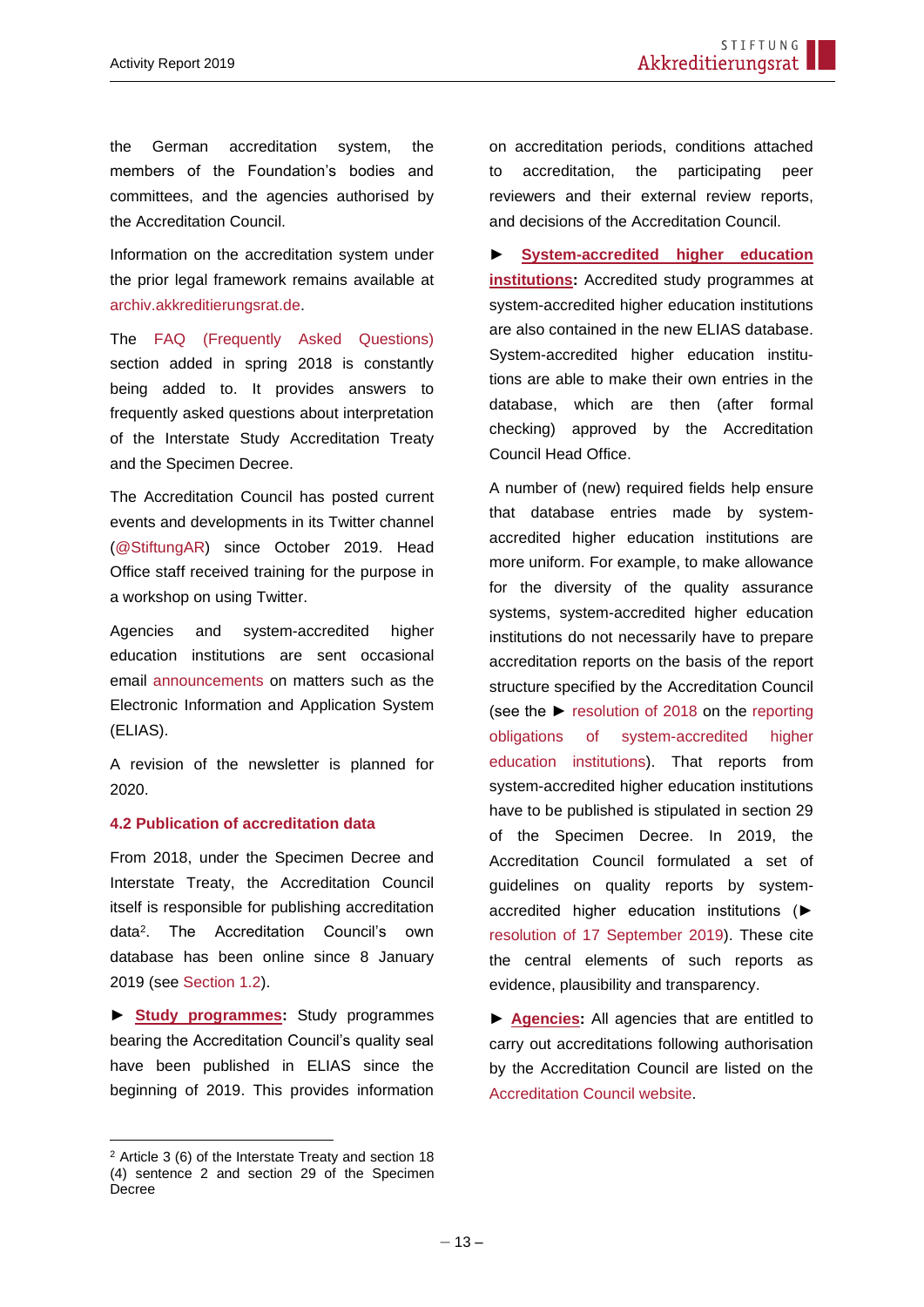the German accreditation system, the members of the Foundation's bodies and committees, and the agencies authorised by the Accreditation Council.

Information on the accreditation system under the prior legal framework remains available at archiv.akkreditierungsrat.de.

The FAQ (Frequently Asked Questions) section added in spring 2018 is constantly being added to. It provides answers to frequently asked questions about interpretation of the Interstate Study Accreditation Treaty and the Specimen Decree.

The Accreditation Council has posted current events and developments in its Twitter channel (@StiftungAR) since October 2019. Head Office staff received training for the purpose in a workshop on using Twitter.

Agencies and system-accredited higher education institutions are sent occasional email announcements on matters such as the Electronic Information and Application System (ELIAS).

A revision of the newsletter is planned for 2020.

### 4.2 Publication of accreditation data

From 2018, under the Specimen Decree and Interstate Treaty, the Accreditation Council itself is responsible for publishing accreditation data[2]. The Accreditation Council's own database has been online since 8 January 2019 (see Section 1.2).

► **Study programmes:** Study programmes bearing the Accreditation Council's quality seal have been published in ELIAS since the beginning of 2019. This provides information on accreditation periods, conditions attached to accreditation, the participating peer reviewers and their external review reports, and decisions of the Accreditation Council.

► **System-accredited higher education institutions:** Accredited study programmes at system-accredited higher education institutions are also contained in the new ELIAS database. System-accredited higher education institutions are able to make their own entries in the database, which are then (after formal checking) approved by the Accreditation Council Head Office.

A number of (new) required fields help ensure that database entries made by system-accredited higher education institutions are more uniform. For example, to make allowance for the diversity of the quality assurance systems, system-accredited higher education institutions do not necessarily have to prepare accreditation reports on the basis of the report structure specified by the Accreditation Council (see the ► resolution of 2018 on the reporting obligations of system-accredited higher education institutions). That reports from system-accredited higher education institutions have to be published is stipulated in section 29 of the Specimen Decree. In 2019, the Accreditation Council formulated a set of guidelines on quality reports by system-accredited higher education institutions (► resolution of 17 September 2019). These cite the central elements of such reports as evidence, plausibility and transparency.

► **Agencies:** All agencies that are entitled to carry out accreditations following authorisation by the Accreditation Council are listed on the Accreditation Council website.

---

[2] Article 3 (6) of the Interstate Treaty and section 18 (4) sentence 2 and section 29 of the Specimen Decree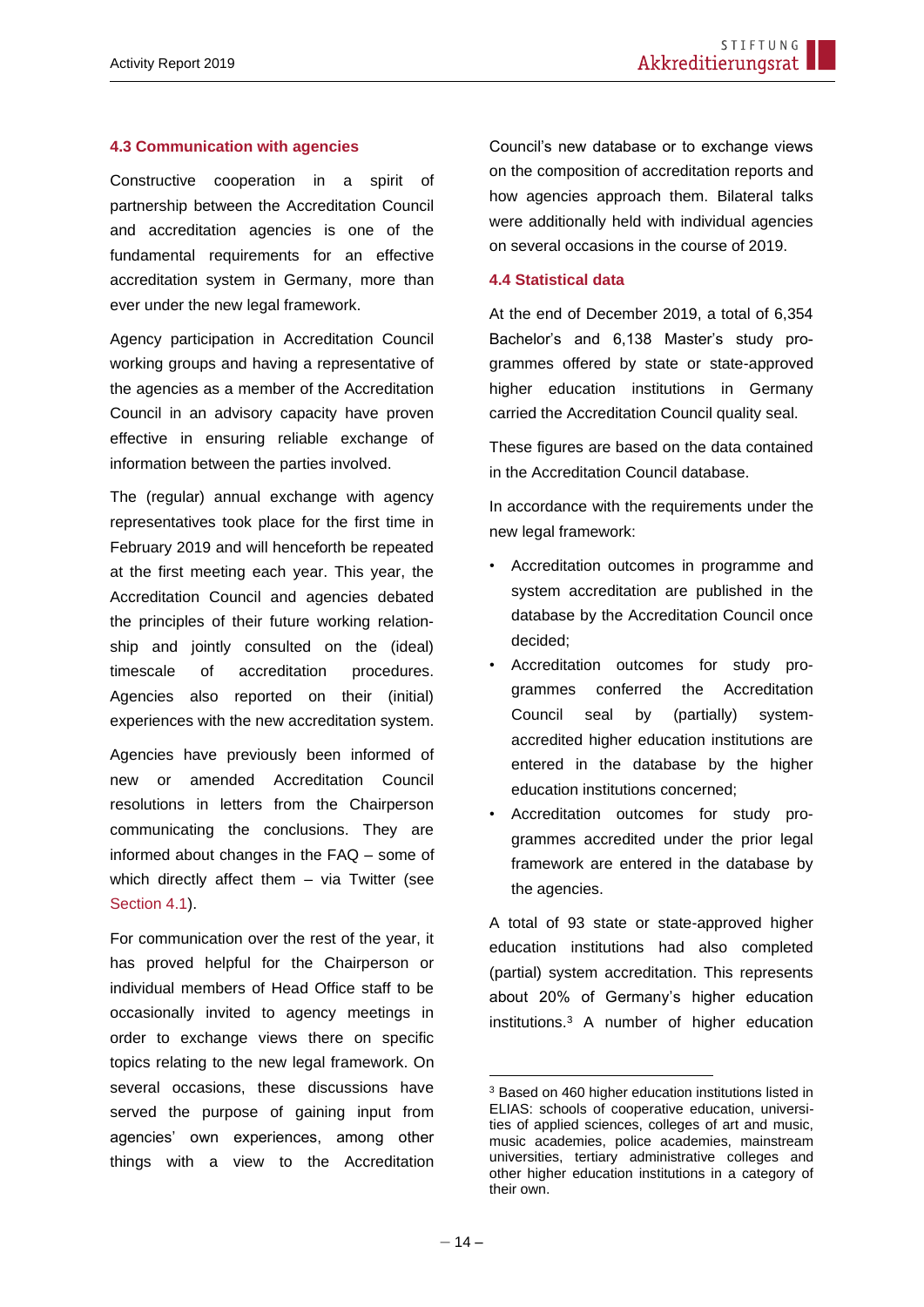### 4.3 Communication with agencies

Constructive cooperation in a spirit of partnership between the Accreditation Council and accreditation agencies is one of the fundamental requirements for an effective accreditation system in Germany, more than ever under the new legal framework.

Agency participation in Accreditation Council working groups and having a representative of the agencies as a member of the Accreditation Council in an advisory capacity have proven effective in ensuring reliable exchange of information between the parties involved.

The (regular) annual exchange with agency representatives took place for the first time in February 2019 and will henceforth be repeated at the first meeting each year. This year, the Accreditation Council and agencies debated the principles of their future working relationship and jointly consulted on the (ideal) timescale of accreditation procedures. Agencies also reported on their (initial) experiences with the new accreditation system.

Agencies have previously been informed of new or amended Accreditation Council resolutions in letters from the Chairperson communicating the conclusions. They are informed about changes in the FAQ – some of which directly affect them – via Twitter (see Section 4.1).

For communication over the rest of the year, it has proved helpful for the Chairperson or individual members of Head Office staff to be occasionally invited to agency meetings in order to exchange views there on specific topics relating to the new legal framework. On several occasions, these discussions have served the purpose of gaining input from agencies' own experiences, among other things with a view to the Accreditation Council's new database or to exchange views on the composition of accreditation reports and how agencies approach them. Bilateral talks were additionally held with individual agencies on several occasions in the course of 2019.

### 4.4 Statistical data

At the end of December 2019, a total of 6,354 Bachelor's and 6,138 Master's study programmes offered by state or state-approved higher education institutions in Germany carried the Accreditation Council quality seal.

These figures are based on the data contained in the Accreditation Council database.

In accordance with the requirements under the new legal framework:

- Accreditation outcomes in programme and system accreditation are published in the database by the Accreditation Council once decided;
- Accreditation outcomes for study programmes conferred the Accreditation Council seal by (partially) system-accredited higher education institutions are entered in the database by the higher education institutions concerned;
- Accreditation outcomes for study programmes accredited under the prior legal framework are entered in the database by the agencies.

A total of 93 state or state-approved higher education institutions had also completed (partial) system accreditation. This represents about 20% of Germany's higher education institutions.[3] A number of higher education

[3] Based on 460 higher education institutions listed in ELIAS: schools of cooperative education, universities of applied sciences, colleges of art and music, music academies, police academies, mainstream universities, tertiary administrative colleges and other higher education institutions in a category of their own.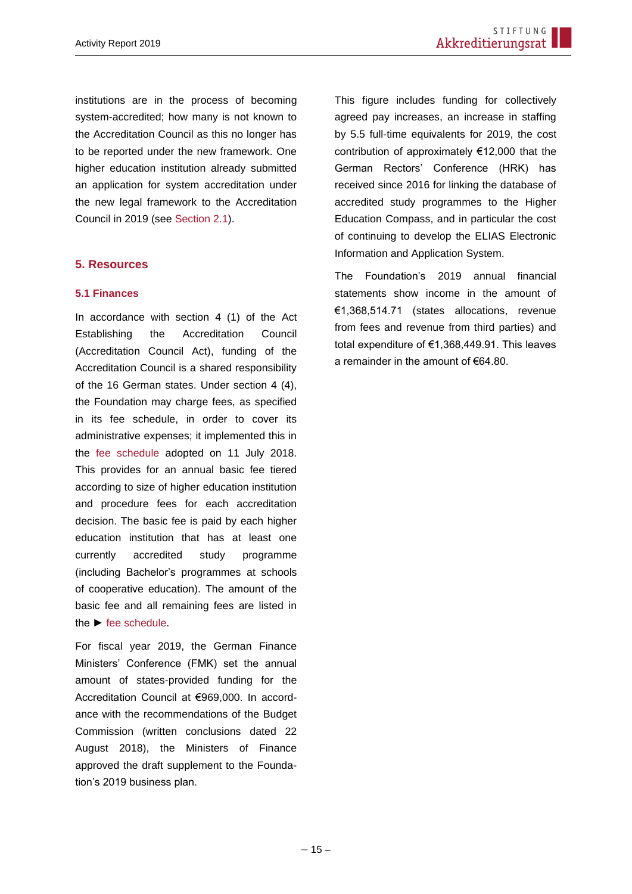institutions are in the process of becoming system-accredited; how many is not known to the Accreditation Council as this no longer has to be reported under the new framework. One higher education institution already submitted an application for system accreditation under the new legal framework to the Accreditation Council in 2019 (see Section 2.1).

## 5. Resources

### 5.1 Finances

In accordance with section 4 (1) of the Act Establishing the Accreditation Council (Accreditation Council Act), funding of the Accreditation Council is a shared responsibility of the 16 German states. Under section 4 (4), the Foundation may charge fees, as specified in its fee schedule, in order to cover its administrative expenses; it implemented this in the fee schedule adopted on 11 July 2018. This provides for an annual basic fee tiered according to size of higher education institution and procedure fees for each accreditation decision. The basic fee is paid by each higher education institution that has at least one currently accredited study programme (including Bachelor's programmes at schools of cooperative education). The amount of the basic fee and all remaining fees are listed in the ► fee schedule.

For fiscal year 2019, the German Finance Ministers' Conference (FMK) set the annual amount of states-provided funding for the Accreditation Council at €969,000. In accordance with the recommendations of the Budget Commission (written conclusions dated 22 August 2018), the Ministers of Finance approved the draft supplement to the Foundation's 2019 business plan.

This figure includes funding for collectively agreed pay increases, an increase in staffing by 5.5 full-time equivalents for 2019, the cost contribution of approximately €12,000 that the German Rectors' Conference (HRK) has received since 2016 for linking the database of accredited study programmes to the Higher Education Compass, and in particular the cost of continuing to develop the ELIAS Electronic Information and Application System.

The Foundation's 2019 annual financial statements show income in the amount of €1,368,514.71 (states allocations, revenue from fees and revenue from third parties) and total expenditure of €1,368,449.91. This leaves a remainder in the amount of €64.80.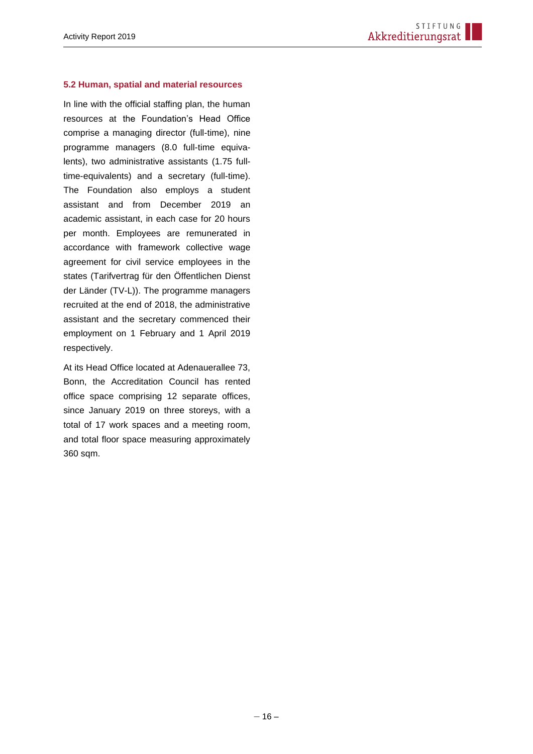### 5.2 Human, spatial and material resources

In line with the official staffing plan, the human resources at the Foundation's Head Office comprise a managing director (full-time), nine programme managers (8.0 full-time equivalents), two administrative assistants (1.75 full-time-equivalents) and a secretary (full-time). The Foundation also employs a student assistant and from December 2019 an academic assistant, in each case for 20 hours per month. Employees are remunerated in accordance with framework collective wage agreement for civil service employees in the states (Tarifvertrag für den Öffentlichen Dienst der Länder (TV-L)). The programme managers recruited at the end of 2018, the administrative assistant and the secretary commenced their employment on 1 February and 1 April 2019 respectively.

At its Head Office located at Adenauerallee 73, Bonn, the Accreditation Council has rented office space comprising 12 separate offices, since January 2019 on three storeys, with a total of 17 work spaces and a meeting room, and total floor space measuring approximately 360 sqm.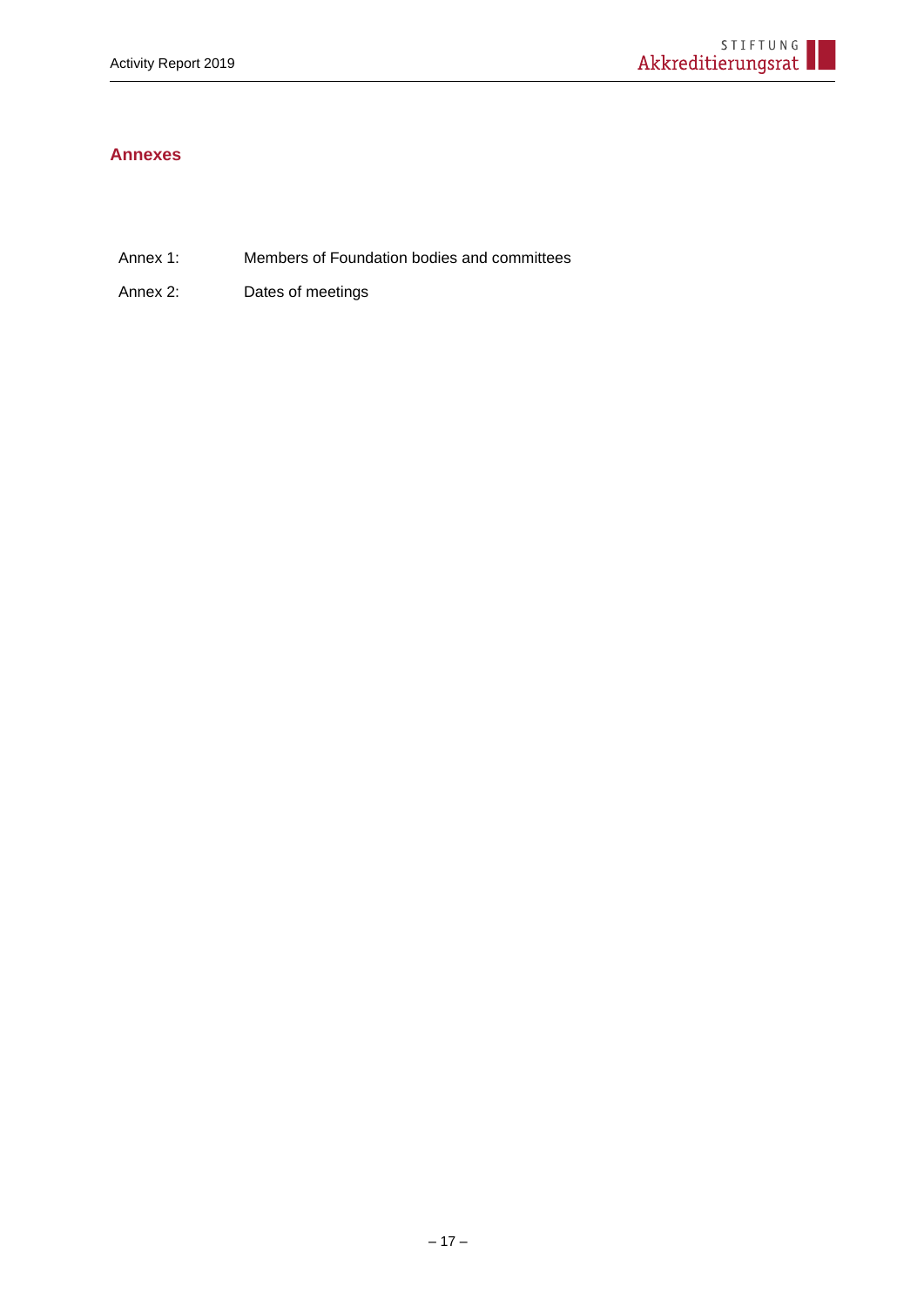## Annexes

| | |
|---|---|
| Annex 1: | Members of Foundation bodies and committees |
| Annex 2: | Dates of meetings |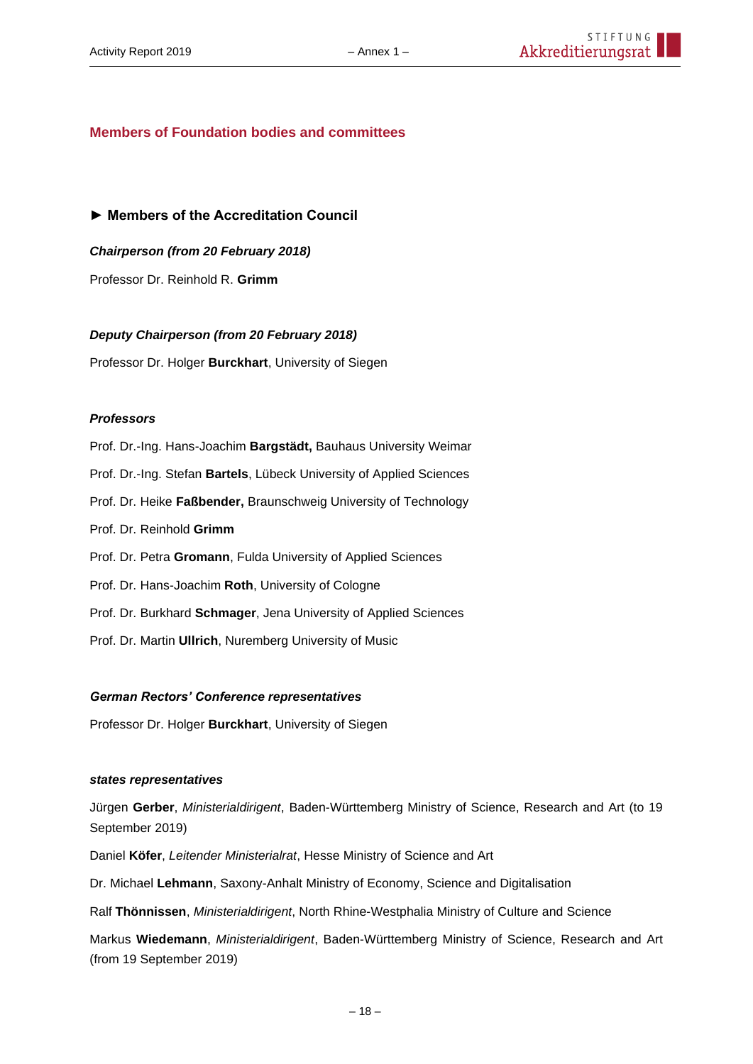## Members of Foundation bodies and committees

### ► Members of the Accreditation Council

***Chairperson (from 20 February 2018)***

Professor Dr. Reinhold R. **Grimm**

***Deputy Chairperson (from 20 February 2018)***

Professor Dr. Holger **Burckhart**, University of Siegen

***Professors***

Prof. Dr.-Ing. Hans-Joachim **Bargstädt,** Bauhaus University Weimar

Prof. Dr.-Ing. Stefan **Bartels**, Lübeck University of Applied Sciences

Prof. Dr. Heike **Faßbender,** Braunschweig University of Technology

Prof. Dr. Reinhold **Grimm**

Prof. Dr. Petra **Gromann**, Fulda University of Applied Sciences

Prof. Dr. Hans-Joachim **Roth**, University of Cologne

Prof. Dr. Burkhard **Schmager**, Jena University of Applied Sciences

Prof. Dr. Martin **Ullrich**, Nuremberg University of Music

***German Rectors' Conference representatives***

Professor Dr. Holger **Burckhart**, University of Siegen

***states representatives***

Jürgen **Gerber**, *Ministerialdirigent*, Baden-Württemberg Ministry of Science, Research and Art (to 19 September 2019)

Daniel **Köfer**, *Leitender Ministerialrat*, Hesse Ministry of Science and Art

Dr. Michael **Lehmann**, Saxony-Anhalt Ministry of Economy, Science and Digitalisation

Ralf **Thönnissen**, *Ministerialdirigent*, North Rhine-Westphalia Ministry of Culture and Science

Markus **Wiedemann**, *Ministerialdirigent*, Baden-Württemberg Ministry of Science, Research and Art (from 19 September 2019)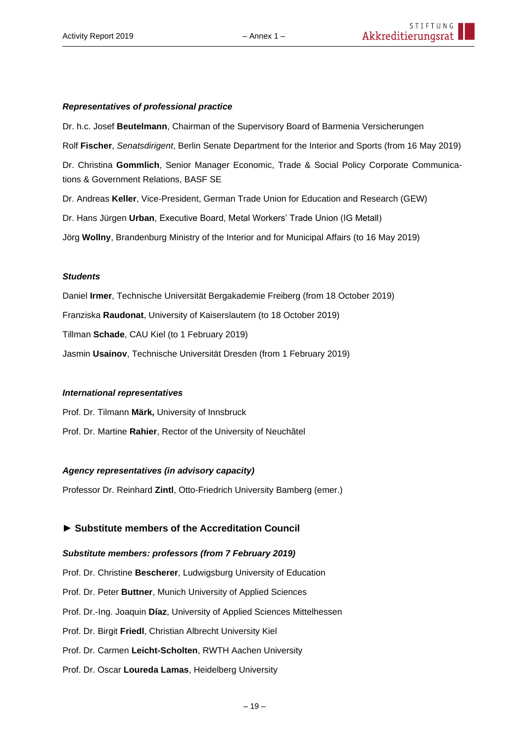***Representatives of professional practice***

Dr. h.c. Josef **Beutelmann**, Chairman of the Supervisory Board of Barmenia Versicherungen

Rolf **Fischer**, *Senatsdirigent*, Berlin Senate Department for the Interior and Sports (from 16 May 2019)

Dr. Christina **Gommlich**, Senior Manager Economic, Trade & Social Policy Corporate Communications & Government Relations, BASF SE

Dr. Andreas **Keller**, Vice-President, German Trade Union for Education and Research (GEW)

Dr. Hans Jürgen **Urban**, Executive Board, Metal Workers' Trade Union (IG Metall)

Jörg **Wollny**, Brandenburg Ministry of the Interior and for Municipal Affairs (to 16 May 2019)

***Students***

Daniel **Irmer**, Technische Universität Bergakademie Freiberg (from 18 October 2019)

Franziska **Raudonat**, University of Kaiserslautern (to 18 October 2019)

Tillman **Schade**, CAU Kiel (to 1 February 2019)

Jasmin **Usainov**, Technische Universität Dresden (from 1 February 2019)

***International representatives***

Prof. Dr. Tilmann **Märk,** University of Innsbruck

Prof. Dr. Martine **Rahier**, Rector of the University of Neuchâtel

***Agency representatives (in advisory capacity)***

Professor Dr. Reinhard **Zintl**, Otto-Friedrich University Bamberg (emer.)

## ► Substitute members of the Accreditation Council

***Substitute members: professors (from 7 February 2019)***

Prof. Dr. Christine **Bescherer**, Ludwigsburg University of Education

Prof. Dr. Peter **Buttner**, Munich University of Applied Sciences

Prof. Dr.-Ing. Joaquin **Díaz**, University of Applied Sciences Mittelhessen

Prof. Dr. Birgit **Friedl**, Christian Albrecht University Kiel

Prof. Dr. Carmen **Leicht-Scholten**, RWTH Aachen University

Prof. Dr. Oscar **Loureda Lamas**, Heidelberg University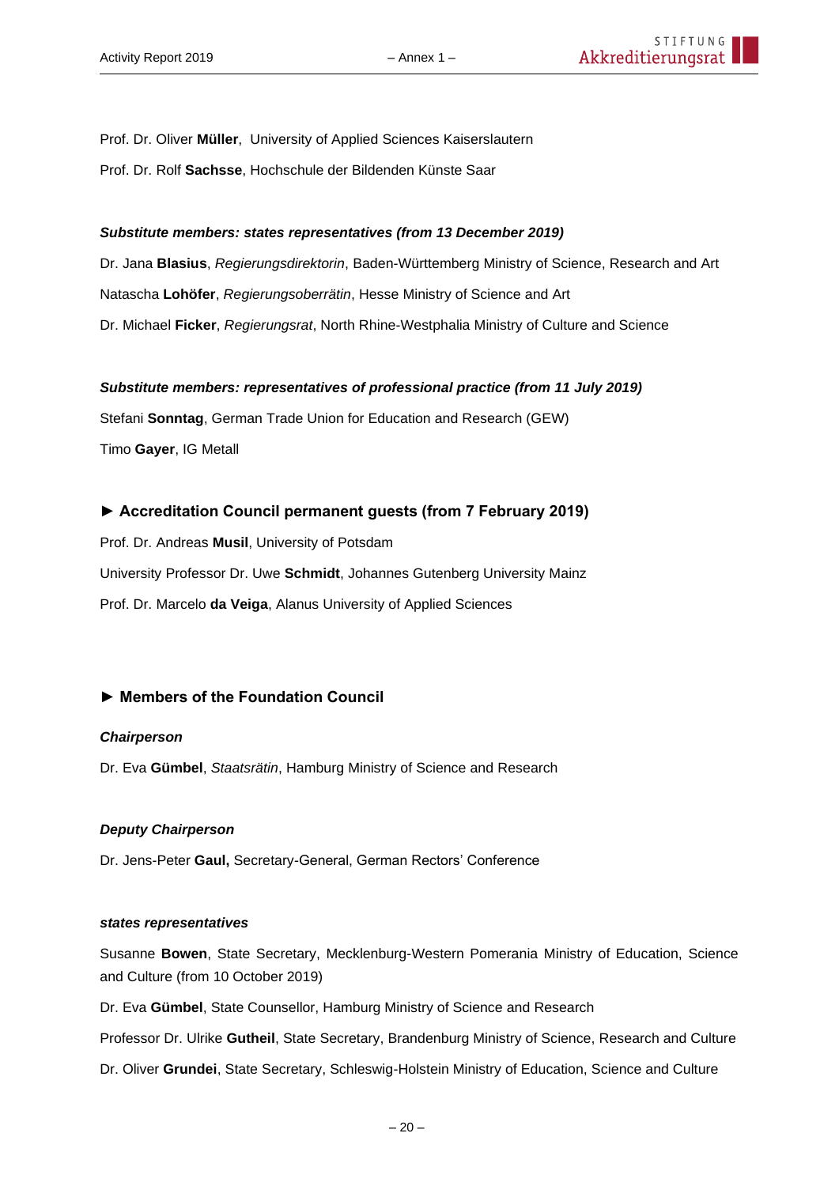Prof. Dr. Oliver **Müller**,  University of Applied Sciences Kaiserslautern

Prof. Dr. Rolf **Sachsse**, Hochschule der Bildenden Künste Saar

***Substitute members: states representatives (from 13 December 2019)***

Dr. Jana **Blasius**, *Regierungsdirektorin*, Baden-Württemberg Ministry of Science, Research and Art

Natascha **Lohöfer**, *Regierungsoberrätin*, Hesse Ministry of Science and Art

Dr. Michael **Ficker**, *Regierungsrat*, North Rhine-Westphalia Ministry of Culture and Science

***Substitute members: representatives of professional practice (from 11 July 2019)***

Stefani **Sonntag**, German Trade Union for Education and Research (GEW)

Timo **Gayer**, IG Metall

### ► Accreditation Council permanent guests (from 7 February 2019)

Prof. Dr. Andreas **Musil**, University of Potsdam

University Professor Dr. Uwe **Schmidt**, Johannes Gutenberg University Mainz

Prof. Dr. Marcelo **da Veiga**, Alanus University of Applied Sciences

### ► Members of the Foundation Council

***Chairperson***

Dr. Eva **Gümbel**, *Staatsrätin*, Hamburg Ministry of Science and Research

***Deputy Chairperson***

Dr. Jens-Peter **Gaul,** Secretary-General, German Rectors' Conference

***states representatives***

Susanne **Bowen**, State Secretary, Mecklenburg-Western Pomerania Ministry of Education, Science and Culture (from 10 October 2019)

Dr. Eva **Gümbel**, State Counsellor, Hamburg Ministry of Science and Research

Professor Dr. Ulrike **Gutheil**, State Secretary, Brandenburg Ministry of Science, Research and Culture

Dr. Oliver **Grundei**, State Secretary, Schleswig-Holstein Ministry of Education, Science and Culture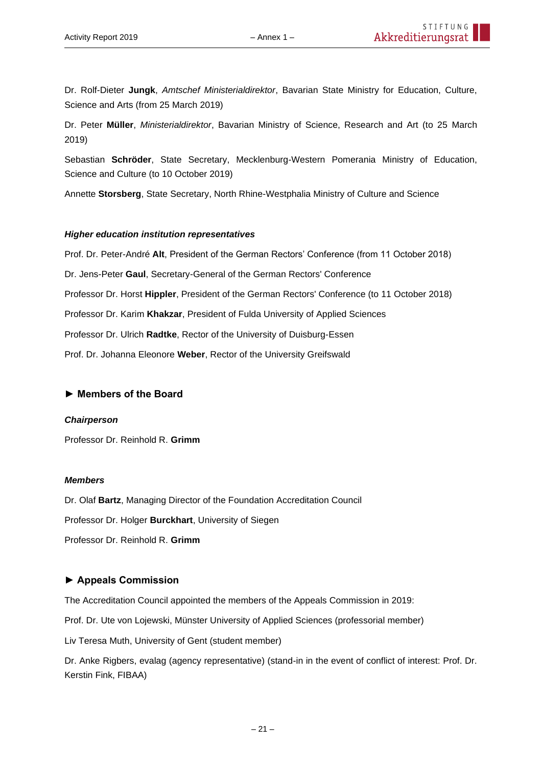Dr. Rolf-Dieter **Jungk**, *Amtschef Ministerialdirektor*, Bavarian State Ministry for Education, Culture, Science and Arts (from 25 March 2019)

Dr. Peter **Müller**, *Ministerialdirektor*, Bavarian Ministry of Science, Research and Art (to 25 March 2019)

Sebastian **Schröder**, State Secretary, Mecklenburg-Western Pomerania Ministry of Education, Science and Culture (to 10 October 2019)

Annette **Storsberg**, State Secretary, North Rhine-Westphalia Ministry of Culture and Science

***Higher education institution representatives***

Prof. Dr. Peter-André **Alt**, President of the German Rectors' Conference (from 11 October 2018)

Dr. Jens-Peter **Gaul**, Secretary-General of the German Rectors' Conference

Professor Dr. Horst **Hippler**, President of the German Rectors' Conference (to 11 October 2018)

Professor Dr. Karim **Khakzar**, President of Fulda University of Applied Sciences

Professor Dr. Ulrich **Radtke**, Rector of the University of Duisburg-Essen

Prof. Dr. Johanna Eleonore **Weber**, Rector of the University Greifswald

### ► Members of the Board

***Chairperson***

Professor Dr. Reinhold R. **Grimm**

***Members***

Dr. Olaf **Bartz**, Managing Director of the Foundation Accreditation Council

Professor Dr. Holger **Burckhart**, University of Siegen

Professor Dr. Reinhold R. **Grimm**

### ► Appeals Commission

The Accreditation Council appointed the members of the Appeals Commission in 2019:

Prof. Dr. Ute von Lojewski, Münster University of Applied Sciences (professorial member)

Liv Teresa Muth, University of Gent (student member)

Dr. Anke Rigbers, evalag (agency representative) (stand-in in the event of conflict of interest: Prof. Dr. Kerstin Fink, FIBAA)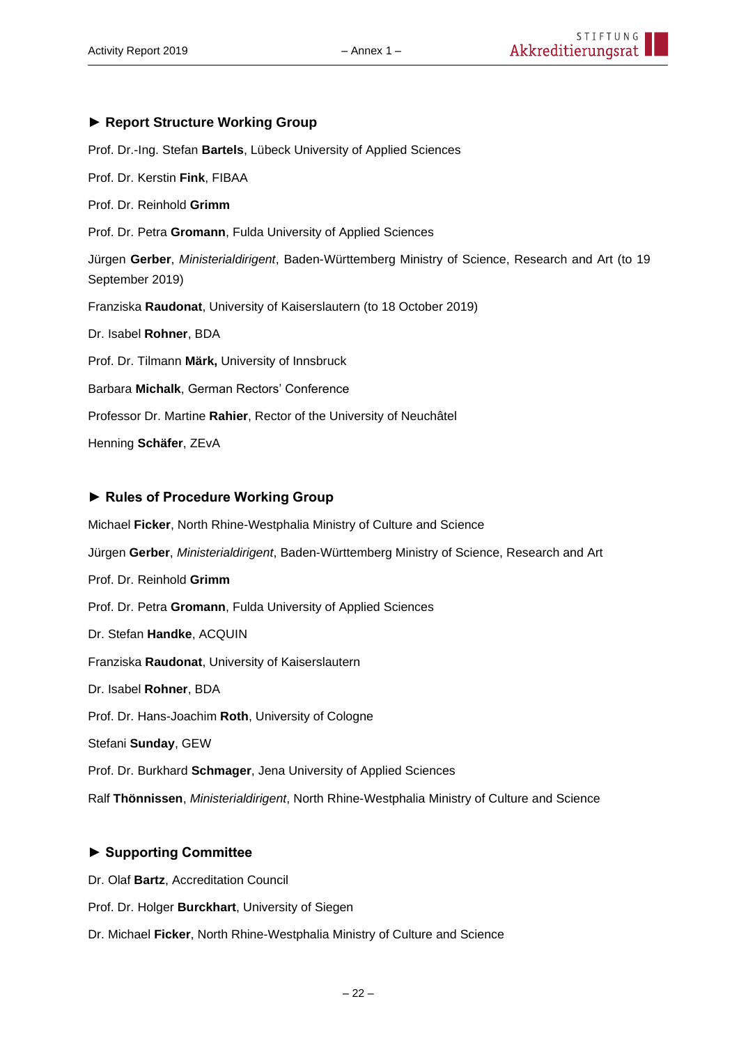### ► Report Structure Working Group

Prof. Dr.-Ing. Stefan **Bartels**, Lübeck University of Applied Sciences

Prof. Dr. Kerstin **Fink**, FIBAA

Prof. Dr. Reinhold **Grimm**

Prof. Dr. Petra **Gromann**, Fulda University of Applied Sciences

Jürgen **Gerber**, *Ministerialdirigent*, Baden-Württemberg Ministry of Science, Research and Art (to 19 September 2019)

Franziska **Raudonat**, University of Kaiserslautern (to 18 October 2019)

Dr. Isabel **Rohner**, BDA

Prof. Dr. Tilmann **Märk,** University of Innsbruck

Barbara **Michalk**, German Rectors' Conference

Professor Dr. Martine **Rahier**, Rector of the University of Neuchâtel

Henning **Schäfer**, ZEvA

### ► Rules of Procedure Working Group

Michael **Ficker**, North Rhine-Westphalia Ministry of Culture and Science

Jürgen **Gerber**, *Ministerialdirigent*, Baden-Württemberg Ministry of Science, Research and Art

Prof. Dr. Reinhold **Grimm**

Prof. Dr. Petra **Gromann**, Fulda University of Applied Sciences

Dr. Stefan **Handke**, ACQUIN

Franziska **Raudonat**, University of Kaiserslautern

Dr. Isabel **Rohner**, BDA

Prof. Dr. Hans-Joachim **Roth**, University of Cologne

Stefani **Sunday**, GEW

Prof. Dr. Burkhard **Schmager**, Jena University of Applied Sciences

Ralf **Thönnissen**, *Ministerialdirigent*, North Rhine-Westphalia Ministry of Culture and Science

### ► Supporting Committee

Dr. Olaf **Bartz**, Accreditation Council

Prof. Dr. Holger **Burckhart**, University of Siegen

Dr. Michael **Ficker**, North Rhine-Westphalia Ministry of Culture and Science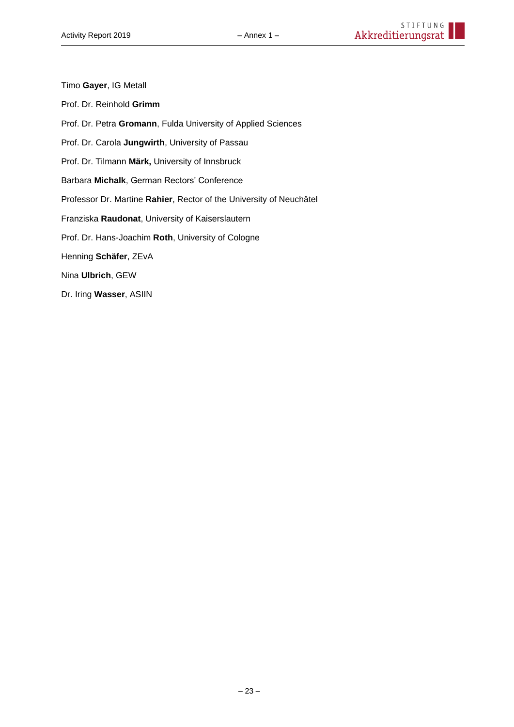Timo **Gayer**, IG Metall

Prof. Dr. Reinhold **Grimm**

Prof. Dr. Petra **Gromann**, Fulda University of Applied Sciences

Prof. Dr. Carola **Jungwirth**, University of Passau

Prof. Dr. Tilmann **Märk,** University of Innsbruck

Barbara **Michalk**, German Rectors' Conference

Professor Dr. Martine **Rahier**, Rector of the University of Neuchâtel

Franziska **Raudonat**, University of Kaiserslautern

Prof. Dr. Hans-Joachim **Roth**, University of Cologne

Henning **Schäfer**, ZEvA

Nina **Ulbrich**, GEW

Dr. Iring **Wasser**, ASIIN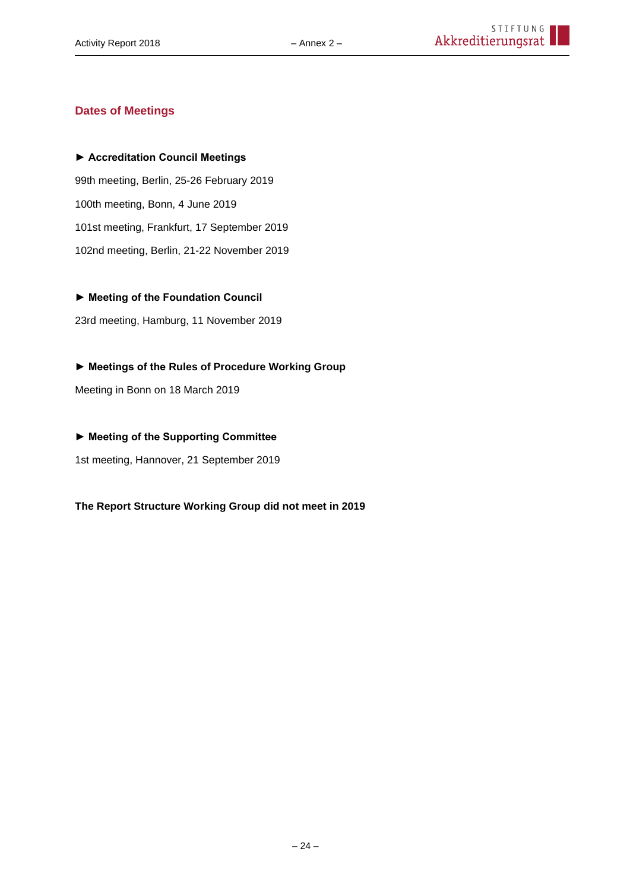## Dates of Meetings

**► Accreditation Council Meetings**

99th meeting, Berlin, 25-26 February 2019

100th meeting, Bonn, 4 June 2019

101st meeting, Frankfurt, 17 September 2019

102nd meeting, Berlin, 21-22 November 2019

**► Meeting of the Foundation Council**

23rd meeting, Hamburg, 11 November 2019

**► Meetings of the Rules of Procedure Working Group**

Meeting in Bonn on 18 March 2019

**► Meeting of the Supporting Committee**

1st meeting, Hannover, 21 September 2019

**The Report Structure Working Group did not meet in 2019**